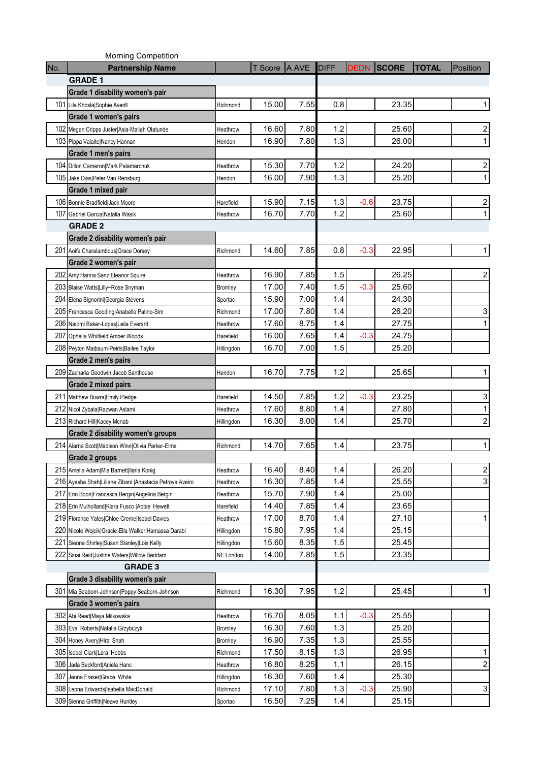Morning Competition

| No. | Partnership Name | | T Score | A AVE | DIFF | DEDN | SCORE | TOTAL | Position |
|---|---|---|---|---|---|---|---|---|---|
| | **GRADE 1** | | | | | | | | |
| | **Grade 1 disability women's pair** | | | | | | | | |
| 101 | Lila Khosla\|Sophie Averill | Richmond | 15.00 | 7.55 | 0.8 | | 23.35 | | 1 |
| | **Grade 1 women's pairs** | | | | | | | | |
| 102 | Megan Cripps Juster\|Asia-Maliah Olatunde | Heathrow | 16.60 | 7.80 | 1.2 | | 25.60 | | 2 |
| 103 | Pippa Valaite\|Nancy Hannan | Hendon | 16.90 | 7.80 | 1.3 | | 26.00 | | 1 |
| | **Grade 1 men's pairs** | | | | | | | | |
| 104 | Dillon Cameron\|Mark Palamarchuk | Heathrow | 15.30 | 7.70 | 1.2 | | 24.20 | | 2 |
| 105 | Jake Dias\|Peter Van Rensburg | Hendon | 16.00 | 7.90 | 1.3 | | 25.20 | | 1 |
| | **Grade 1 mixed pair** | | | | | | | | |
| 106 | Bonnie Bradfield\|Jack Moore | Harefield | 15.90 | 7.15 | 1.3 | -0.6 | 23.75 | | 2 |
| 107 | Gabriel Garcia\|Natalia Wasik | Heathrow | 16.70 | 7.70 | 1.2 | | 25.60 | | 1 |
| | **GRADE 2** | | | | | | | | |
| | **Grade 2 disability women's pair** | | | | | | | | |
| 201 | Aoife Charalambous\|Grace Dorsey | Richmond | 14.60 | 7.85 | 0.8 | -0.3 | 22.95 | | 1 |
| | **Grade 2 women's pair** | | | | | | | | |
| 202 | Amy Hanna Sanz\|Eleanor Squire | Heathrow | 16.90 | 7.85 | 1.5 | | 26.25 | | 2 |
| 203 | Blaise Watts\|Lilly~Rose Snyman | Bromley | 17.00 | 7.40 | 1.5 | -0.3 | 25.60 | | |
| 204 | Elena Signorini\|Georgia Stevens | Sportac | 15.90 | 7.00 | 1.4 | | 24.30 | | |
| 205 | Francesca Gooding\|Anabelle Patino-Sim | Richmond | 17.00 | 7.80 | 1.4 | | 26.20 | | 3 |
| 206 | Naiomi Baker-Lopes\|Leila Everard | Heathrow | 17.60 | 8.75 | 1.4 | | 27.75 | | 1 |
| 207 | Ophelia Whitfield\|Amber Woods | Harefield | 16.00 | 7.65 | 1.4 | -0.3 | 24.75 | | |
| 208 | Peyton Maibaum-Peiris\|Bailee Taylor | Hillingdon | 16.70 | 7.00 | 1.5 | | 25.20 | | |
| | **Grade 2 men's pairs** | | | | | | | | |
| 209 | Zacharia Goodwin\|Jacob Santhouse | Hendon | 16.70 | 7.75 | 1.2 | | 25.65 | | 1 |
| | **Grade 2 mixed pairs** | | | | | | | | |
| 211 | Matthew Bowra\|Emily Pledge | Harefield | 14.50 | 7.85 | 1.2 | -0.3 | 23.25 | | 3 |
| 212 | Nicol Zybala\|Razwan Aslami | Heathrow | 17.60 | 8.80 | 1.4 | | 27.80 | | 1 |
| 213 | Richard Hill\|Kacey Mcnab | Hillingdon | 16.30 | 8.00 | 1.4 | | 25.70 | | 2 |
| | **Grade 2 disability women's groups** | | | | | | | | |
| 214 | Alarna Scott\|Madison Winn\|Olivia Parker-Elms | Richmond | 14.70 | 7.65 | 1.4 | | 23.75 | | 1 |
| | **Grade 2 groups** | | | | | | | | |
| 215 | Amelia Adam\|Mia Barnett\|Ilaria Konig | Heathrow | 16.40 | 8.40 | 1.4 | | 26.20 | | 2 |
| 216 | Ayesha Shah\|Liliane Zibani \|Anastacia Petrova Aveiro | Heathrow | 16.30 | 7.85 | 1.4 | | 25.55 | | 3 |
| 217 | Erin Boon\|Francesca Bergin\|Angelina Bergin | Heathrow | 15.70 | 7.90 | 1.4 | | 25.00 | | |
| 218 | Erin Mulholland\|Kiara Fusco \|Abbie Hewett | Harefield | 14.40 | 7.85 | 1.4 | | 23.65 | | |
| 219 | Florance Yates\|Chloe Creme\|Isobel Davies | Heathrow | 17.00 | 8.70 | 1.4 | | 27.10 | | 1 |
| 220 | Nicole Wojcik\|Gracie-Ella Walker\|Hamassa Darabi | Hillingdon | 15.80 | 7.95 | 1.4 | | 25.15 | | |
| 221 | Sienna Shirley\|Susan Stanley\|Lois Kelly | Hillingdon | 15.60 | 8.35 | 1.5 | | 25.45 | | |
| 222 | Sinai Reid\|Justine Waters\|Willow Beddard | NE London | 14.00 | 7.85 | 1.5 | | 23.35 | | |
| | **GRADE 3** | | | | | | | | |
| | **Grade 3 disability women's pair** | | | | | | | | |
| 301 | Mia Seaborn-Johnson\|Poppy Seaborn-Johnson | Richmond | 16.30 | 7.95 | 1.2 | | 25.45 | | 1 |
| | **Grade 3 women's pairs** | | | | | | | | |
| 302 | Abi Read\|Maya Milkowska | Heathrow | 16.70 | 8.05 | 1.1 | -0.3 | 25.55 | | |
| 303 | Eva Roberts\|Natalia Grzybczyk | Bromley | 16.30 | 7.60 | 1.3 | | 25.20 | | |
| 304 | Honey Avery\|Hiral Shah | Bromley | 16.90 | 7.35 | 1.3 | | 25.55 | | |
| 305 | Isobel Clark\|Lara Hobbs | Richmond | 17.50 | 8.15 | 1.3 | | 26.95 | | 1 |
| 306 | Jada Beckford\|Aniela Hanc | Heathrow | 16.80 | 8.25 | 1.1 | | 26.15 | | 2 |
| 307 | Jenna Fraser\|Grace White | Hillingdon | 16.30 | 7.60 | 1.4 | | 25.30 | | |
| 308 | Leona Edwards\|Isabella MacDonald | Richmond | 17.10 | 7.80 | 1.3 | -0.3 | 25.90 | | 3 |
| 309 | Sienna Griffith\|Neave Huntley | Sportac | 16.50 | 7.25 | 1.4 | | 25.15 | | |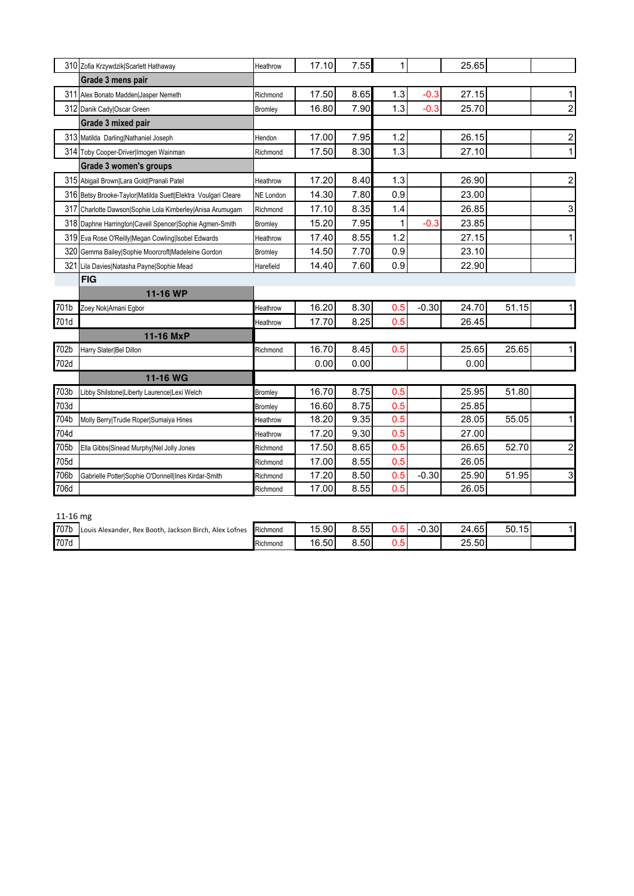| No. | Name | Club | | | | | Total | | Place |
|---|---|---|---|---|---|---|---|---|---|
| 310 | Zofia Krzywdzik\|Scarlett Hathaway | Heathrow | 17.10 | 7.55 | 1 | | 25.65 | | |
| | **Grade 3 mens pair** | | | | | | | | |
| 311 | Alex Bonato Madden\|Jasper Nemeth | Richmond | 17.50 | 8.65 | 1.3 | -0.3 | 27.15 | | 1 |
| 312 | Danik Cady\|Oscar Green | Bromley | 16.80 | 7.90 | 1.3 | -0.3 | 25.70 | | 2 |
| | **Grade 3 mixed pair** | | | | | | | | |
| 313 | Matilda Darling\|Nathaniel Joseph | Hendon | 17.00 | 7.95 | 1.2 | | 26.15 | | 2 |
| 314 | Toby Cooper-Driver\|Imogen Wainman | Richmond | 17.50 | 8.30 | 1.3 | | 27.10 | | 1 |
| | **Grade 3 women's groups** | | | | | | | | |
| 315 | Abigail Brown\|Lara Gold\|Pranali Patel | Heathrow | 17.20 | 8.40 | 1.3 | | 26.90 | | 2 |
| 316 | Betsy Brooke-Taylor\|Matilda Suett\|Elektra Voulgari Cleare | NE London | 14.30 | 7.80 | 0.9 | | 23.00 | | |
| 317 | Charlotte Dawson\|Sophie Lola Kimberley\|Anisa Arumugam | Richmond | 17.10 | 8.35 | 1.4 | | 26.85 | | 3 |
| 318 | Daphne Harrington\|Cavell Spencer\|Sophie Agmen-Smith | Bromley | 15.20 | 7.95 | 1 | -0.3 | 23.85 | | |
| 319 | Eva Rose O'Reilly\|Megan Cowling\|Isobel Edwards | Heathrow | 17.40 | 8.55 | 1.2 | | 27.15 | | 1 |
| 320 | Gemma Bailey\|Sophie Moorcroft\|Madeleine Gordon | Bromley | 14.50 | 7.70 | 0.9 | | 23.10 | | |
| 321 | Lila Davies\|Natasha Payne\|Sophie Mead | Harefield | 14.40 | 7.60 | 0.9 | | 22.90 | | |
| | **FIG** | | | | | | | | |
| | **11-16 WP** | | | | | | | | |
| 701b | Zoey Nok\|Amani Egbor | Heathrow | 16.20 | 8.30 | 0.5 | -0.30 | 24.70 | 51.15 | 1 |
| 701d | | Heathrow | 17.70 | 8.25 | 0.5 | | 26.45 | | |
| | **11-16 MxP** | | | | | | | | |
| 702b | Harry Slater\|Bel Dillon | Richmond | 16.70 | 8.45 | 0.5 | | 25.65 | 25.65 | 1 |
| 702d | | | 0.00 | 0.00 | | | 0.00 | | |
| | **11-16 WG** | | | | | | | | |
| 703b | Libby Shilstone\|Liberty Laurence\|Lexi Welch | Bromley | 16.70 | 8.75 | 0.5 | | 25.95 | 51.80 | |
| 703d | | Bromley | 16.60 | 8.75 | 0.5 | | 25.85 | | |
| 704b | Molly Berry\|Trudie Roper\|Sumaiya Hines | Heathrow | 18.20 | 9.35 | 0.5 | | 28.05 | 55.05 | 1 |
| 704d | | Heathrow | 17.20 | 9.30 | 0.5 | | 27.00 | | |
| 705b | Ella Gibbs\|Sinead Murphy\|Nel Jolly Jones | Richmond | 17.50 | 8.65 | 0.5 | | 26.65 | 52.70 | 2 |
| 705d | | Richmond | 17.00 | 8.55 | 0.5 | | 26.05 | | |
| 706b | Gabrielle Potter\|Sophie O'Donnell\|Ines Kirdar-Smith | Richmond | 17.20 | 8.50 | 0.5 | -0.30 | 25.90 | 51.95 | 3 |
| 706d | | Richmond | 17.00 | 8.55 | 0.5 | | 26.05 | | |

11-16 mg

| No. | Name | Club | | | | | Total | | Place |
|---|---|---|---|---|---|---|---|---|---|
| 707b | Louis Alexander, Rex Booth, Jackson Birch, Alex Lofnes | Richmond | 15.90 | 8.55 | 0.5 | -0.30 | 24.65 | 50.15 | 1 |
| 707d | | Richmond | 16.50 | 8.50 | 0.5 | | 25.50 | | |